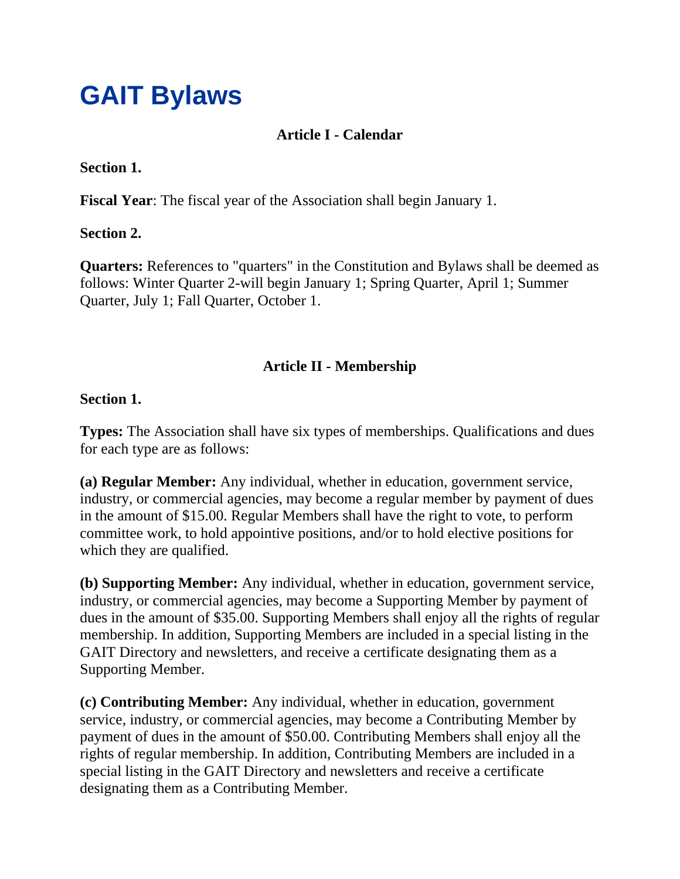# GAIT Bylaws

## Article I - Calendar

**Section 1.**

**Fiscal Year**: The fiscal year of the Association shall begin January 1.

**Section 2.**

**Quarters:** References to "quarters" in the Constitution and Bylaws shall be deemed as follows: Winter Quarter 2-will begin January 1; Spring Quarter, April 1; Summer Quarter, July 1; Fall Quarter, October 1.

## Article II - Membership

**Section 1.**

**Types:** The Association shall have six types of memberships. Qualifications and dues for each type are as follows:

**(a) Regular Member:** Any individual, whether in education, government service, industry, or commercial agencies, may become a regular member by payment of dues in the amount of $15.00. Regular Members shall have the right to vote, to perform committee work, to hold appointive positions, and/or to hold elective positions for which they are qualified.

**(b) Supporting Member:** Any individual, whether in education, government service, industry, or commercial agencies, may become a Supporting Member by payment of dues in the amount of $35.00. Supporting Members shall enjoy all the rights of regular membership. In addition, Supporting Members are included in a special listing in the GAIT Directory and newsletters, and receive a certificate designating them as a Supporting Member.

**(c) Contributing Member:** Any individual, whether in education, government service, industry, or commercial agencies, may become a Contributing Member by payment of dues in the amount of $50.00. Contributing Members shall enjoy all the rights of regular membership. In addition, Contributing Members are included in a special listing in the GAIT Directory and newsletters and receive a certificate designating them as a Contributing Member.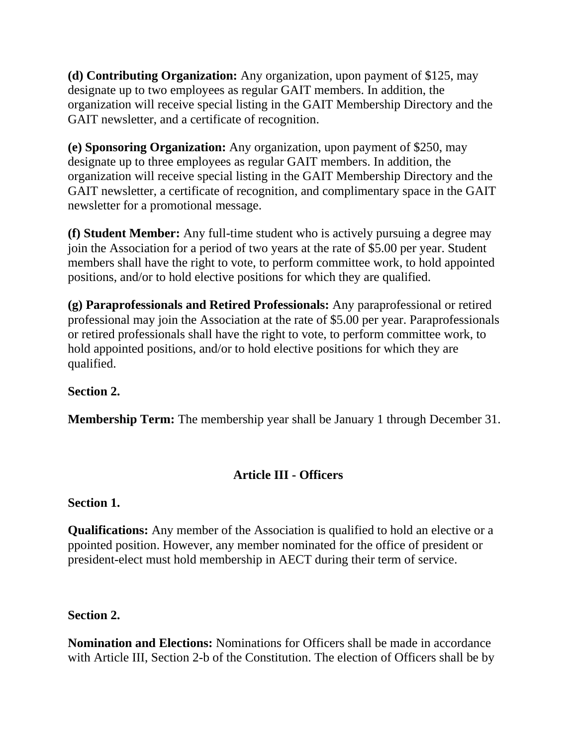**(d) Contributing Organization:** Any organization, upon payment of $125, may designate up to two employees as regular GAIT members. In addition, the organization will receive special listing in the GAIT Membership Directory and the GAIT newsletter, and a certificate of recognition.

**(e) Sponsoring Organization:** Any organization, upon payment of $250, may designate up to three employees as regular GAIT members. In addition, the organization will receive special listing in the GAIT Membership Directory and the GAIT newsletter, a certificate of recognition, and complimentary space in the GAIT newsletter for a promotional message.

**(f) Student Member:** Any full-time student who is actively pursuing a degree may join the Association for a period of two years at the rate of $5.00 per year. Student members shall have the right to vote, to perform committee work, to hold appointed positions, and/or to hold elective positions for which they are qualified.

**(g) Paraprofessionals and Retired Professionals:** Any paraprofessional or retired professional may join the Association at the rate of $5.00 per year. Paraprofessionals or retired professionals shall have the right to vote, to perform committee work, to hold appointed positions, and/or to hold elective positions for which they are qualified.

**Section 2.**

**Membership Term:** The membership year shall be January 1 through December 31.

## Article III - Officers

**Section 1.**

**Qualifications:** Any member of the Association is qualified to hold an elective or a ppointed position. However, any member nominated for the office of president or president-elect must hold membership in AECT during their term of service.

**Section 2.**

**Nomination and Elections:** Nominations for Officers shall be made in accordance with Article III, Section 2-b of the Constitution. The election of Officers shall be by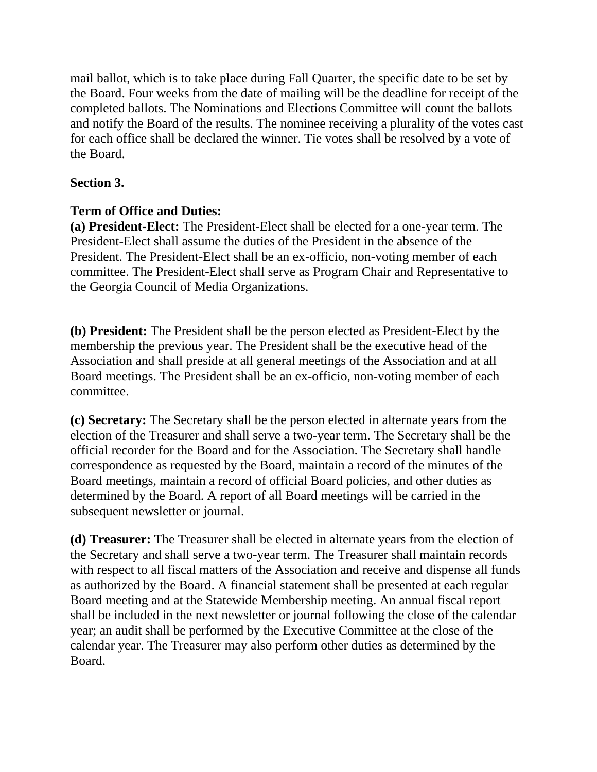mail ballot, which is to take place during Fall Quarter, the specific date to be set by the Board. Four weeks from the date of mailing will be the deadline for receipt of the completed ballots. The Nominations and Elections Committee will count the ballots and notify the Board of the results. The nominee receiving a plurality of the votes cast for each office shall be declared the winner. Tie votes shall be resolved by a vote of the Board.

**Section 3.**

**Term of Office and Duties:**
**(a) President-Elect:** The President-Elect shall be elected for a one-year term. The President-Elect shall assume the duties of the President in the absence of the President. The President-Elect shall be an ex-officio, non-voting member of each committee. The President-Elect shall serve as Program Chair and Representative to the Georgia Council of Media Organizations.

**(b) President:** The President shall be the person elected as President-Elect by the membership the previous year. The President shall be the executive head of the Association and shall preside at all general meetings of the Association and at all Board meetings. The President shall be an ex-officio, non-voting member of each committee.

**(c) Secretary:** The Secretary shall be the person elected in alternate years from the election of the Treasurer and shall serve a two-year term. The Secretary shall be the official recorder for the Board and for the Association. The Secretary shall handle correspondence as requested by the Board, maintain a record of the minutes of the Board meetings, maintain a record of official Board policies, and other duties as determined by the Board. A report of all Board meetings will be carried in the subsequent newsletter or journal.

**(d) Treasurer:** The Treasurer shall be elected in alternate years from the election of the Secretary and shall serve a two-year term. The Treasurer shall maintain records with respect to all fiscal matters of the Association and receive and dispense all funds as authorized by the Board. A financial statement shall be presented at each regular Board meeting and at the Statewide Membership meeting. An annual fiscal report shall be included in the next newsletter or journal following the close of the calendar year; an audit shall be performed by the Executive Committee at the close of the calendar year. The Treasurer may also perform other duties as determined by the Board.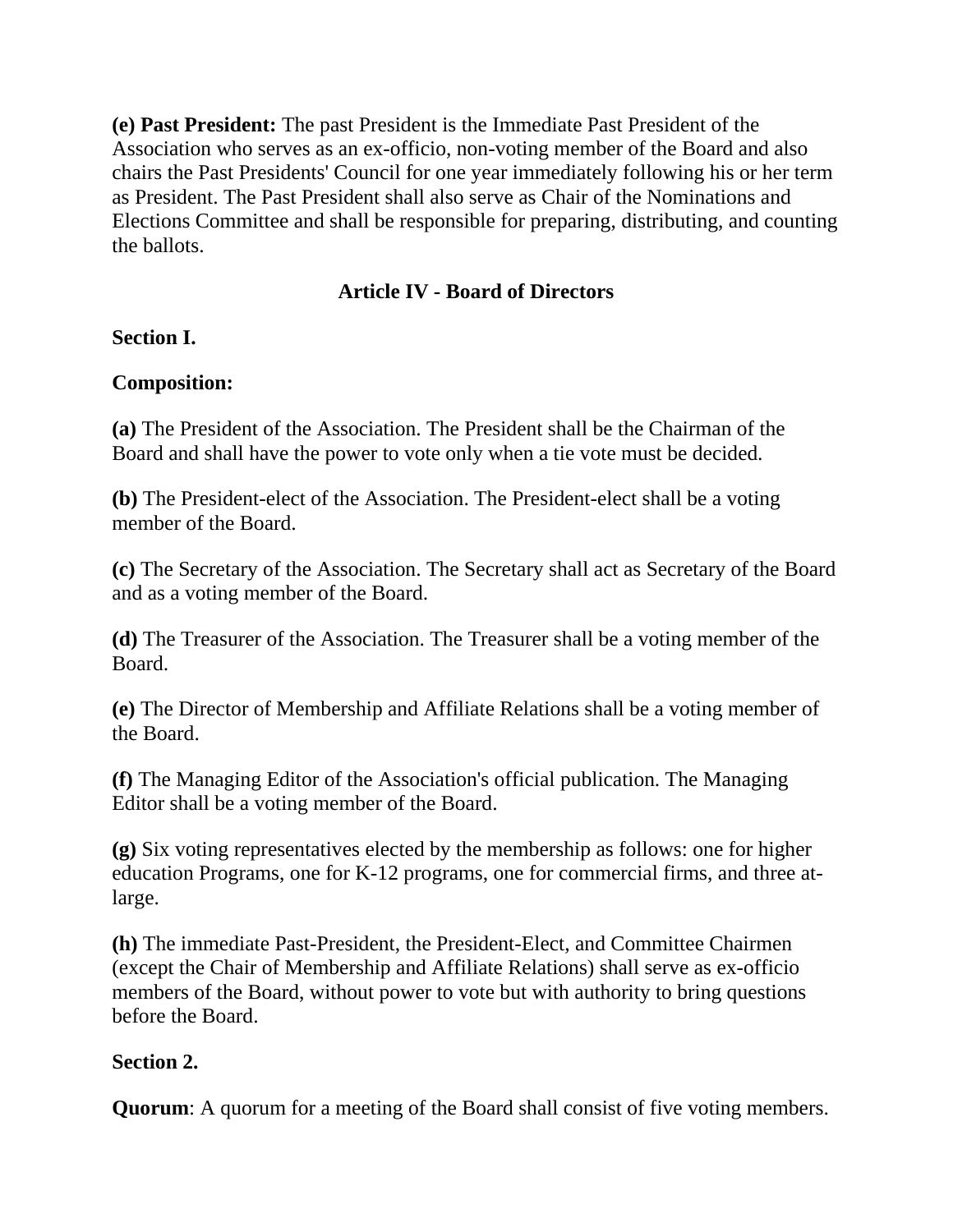**(e) Past President:** The past President is the Immediate Past President of the Association who serves as an ex-officio, non-voting member of the Board and also chairs the Past Presidents' Council for one year immediately following his or her term as President. The Past President shall also serve as Chair of the Nominations and Elections Committee and shall be responsible for preparing, distributing, and counting the ballots.

## Article IV - Board of Directors

**Section I.**

**Composition:**

**(a)** The President of the Association. The President shall be the Chairman of the Board and shall have the power to vote only when a tie vote must be decided.

**(b)** The President-elect of the Association. The President-elect shall be a voting member of the Board.

**(c)** The Secretary of the Association. The Secretary shall act as Secretary of the Board and as a voting member of the Board.

**(d)** The Treasurer of the Association. The Treasurer shall be a voting member of the Board.

**(e)** The Director of Membership and Affiliate Relations shall be a voting member of the Board.

**(f)** The Managing Editor of the Association's official publication. The Managing Editor shall be a voting member of the Board.

**(g)** Six voting representatives elected by the membership as follows: one for higher education Programs, one for K-12 programs, one for commercial firms, and three at-large.

**(h)** The immediate Past-President, the President-Elect, and Committee Chairmen (except the Chair of Membership and Affiliate Relations) shall serve as ex-officio members of the Board, without power to vote but with authority to bring questions before the Board.

**Section 2.**

**Quorum**: A quorum for a meeting of the Board shall consist of five voting members.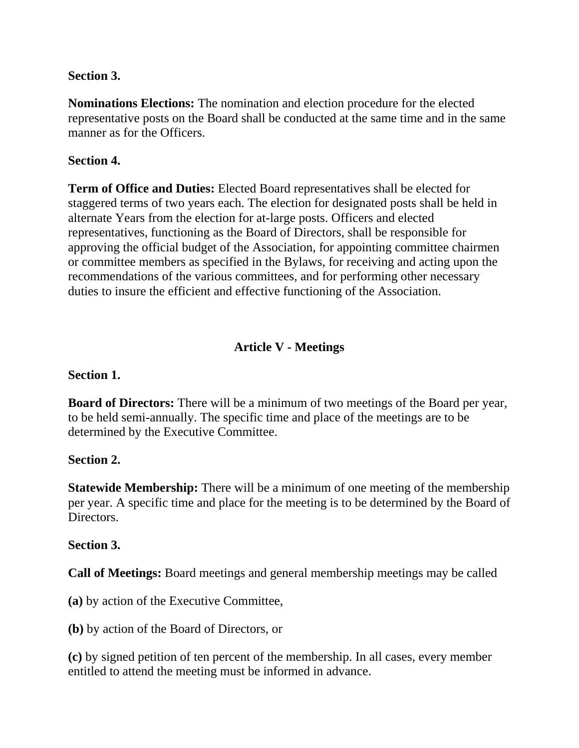**Section 3.**

**Nominations Elections:** The nomination and election procedure for the elected representative posts on the Board shall be conducted at the same time and in the same manner as for the Officers.

**Section 4.**

**Term of Office and Duties:** Elected Board representatives shall be elected for staggered terms of two years each. The election for designated posts shall be held in alternate Years from the election for at-large posts. Officers and elected representatives, functioning as the Board of Directors, shall be responsible for approving the official budget of the Association, for appointing committee chairmen or committee members as specified in the Bylaws, for receiving and acting upon the recommendations of the various committees, and for performing other necessary duties to insure the efficient and effective functioning of the Association.

## Article V - Meetings

**Section 1.**

**Board of Directors:** There will be a minimum of two meetings of the Board per year, to be held semi-annually. The specific time and place of the meetings are to be determined by the Executive Committee.

**Section 2.**

**Statewide Membership:** There will be a minimum of one meeting of the membership per year. A specific time and place for the meeting is to be determined by the Board of Directors.

**Section 3.**

**Call of Meetings:** Board meetings and general membership meetings may be called

**(a)** by action of the Executive Committee,

**(b)** by action of the Board of Directors, or

**(c)** by signed petition of ten percent of the membership. In all cases, every member entitled to attend the meeting must be informed in advance.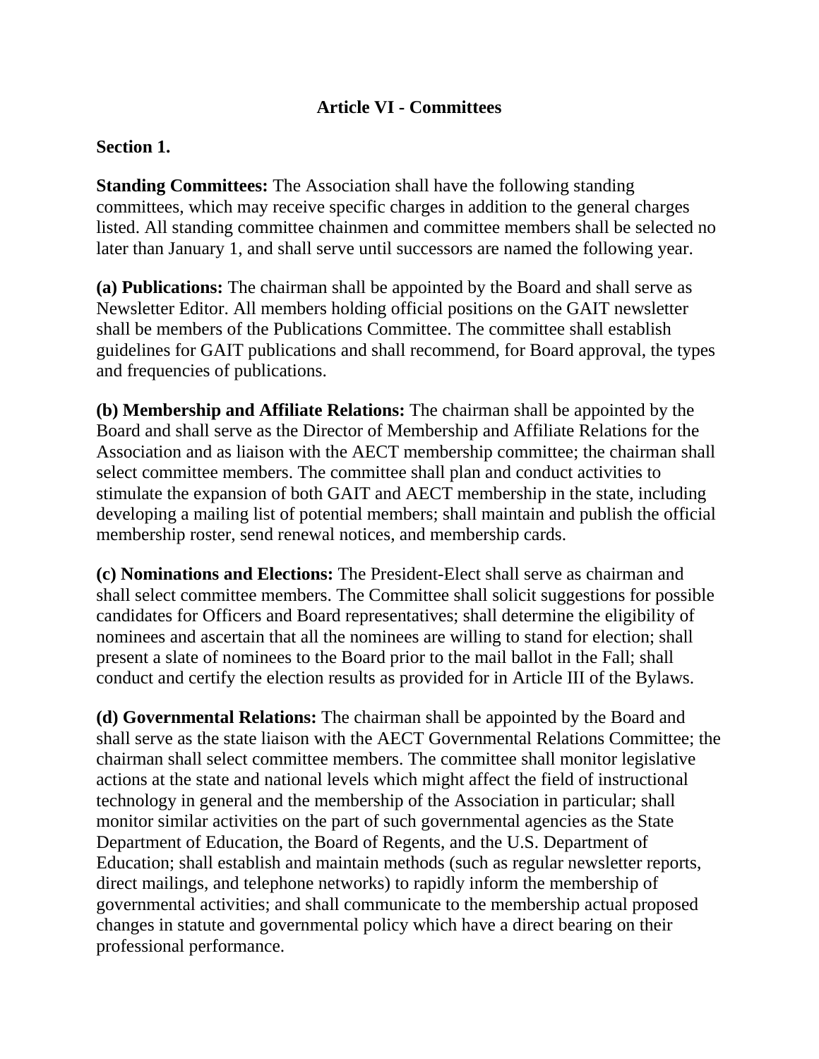## Article VI - Committees

**Section 1.**

**Standing Committees:** The Association shall have the following standing committees, which may receive specific charges in addition to the general charges listed. All standing committee chainmen and committee members shall be selected no later than January 1, and shall serve until successors are named the following year.

**(a) Publications:** The chairman shall be appointed by the Board and shall serve as Newsletter Editor. All members holding official positions on the GAIT newsletter shall be members of the Publications Committee. The committee shall establish guidelines for GAIT publications and shall recommend, for Board approval, the types and frequencies of publications.

**(b) Membership and Affiliate Relations:** The chairman shall be appointed by the Board and shall serve as the Director of Membership and Affiliate Relations for the Association and as liaison with the AECT membership committee; the chairman shall select committee members. The committee shall plan and conduct activities to stimulate the expansion of both GAIT and AECT membership in the state, including developing a mailing list of potential members; shall maintain and publish the official membership roster, send renewal notices, and membership cards.

**(c) Nominations and Elections:** The President-Elect shall serve as chairman and shall select committee members. The Committee shall solicit suggestions for possible candidates for Officers and Board representatives; shall determine the eligibility of nominees and ascertain that all the nominees are willing to stand for election; shall present a slate of nominees to the Board prior to the mail ballot in the Fall; shall conduct and certify the election results as provided for in Article III of the Bylaws.

**(d) Governmental Relations:** The chairman shall be appointed by the Board and shall serve as the state liaison with the AECT Governmental Relations Committee; the chairman shall select committee members. The committee shall monitor legislative actions at the state and national levels which might affect the field of instructional technology in general and the membership of the Association in particular; shall monitor similar activities on the part of such governmental agencies as the State Department of Education, the Board of Regents, and the U.S. Department of Education; shall establish and maintain methods (such as regular newsletter reports, direct mailings, and telephone networks) to rapidly inform the membership of governmental activities; and shall communicate to the membership actual proposed changes in statute and governmental policy which have a direct bearing on their professional performance.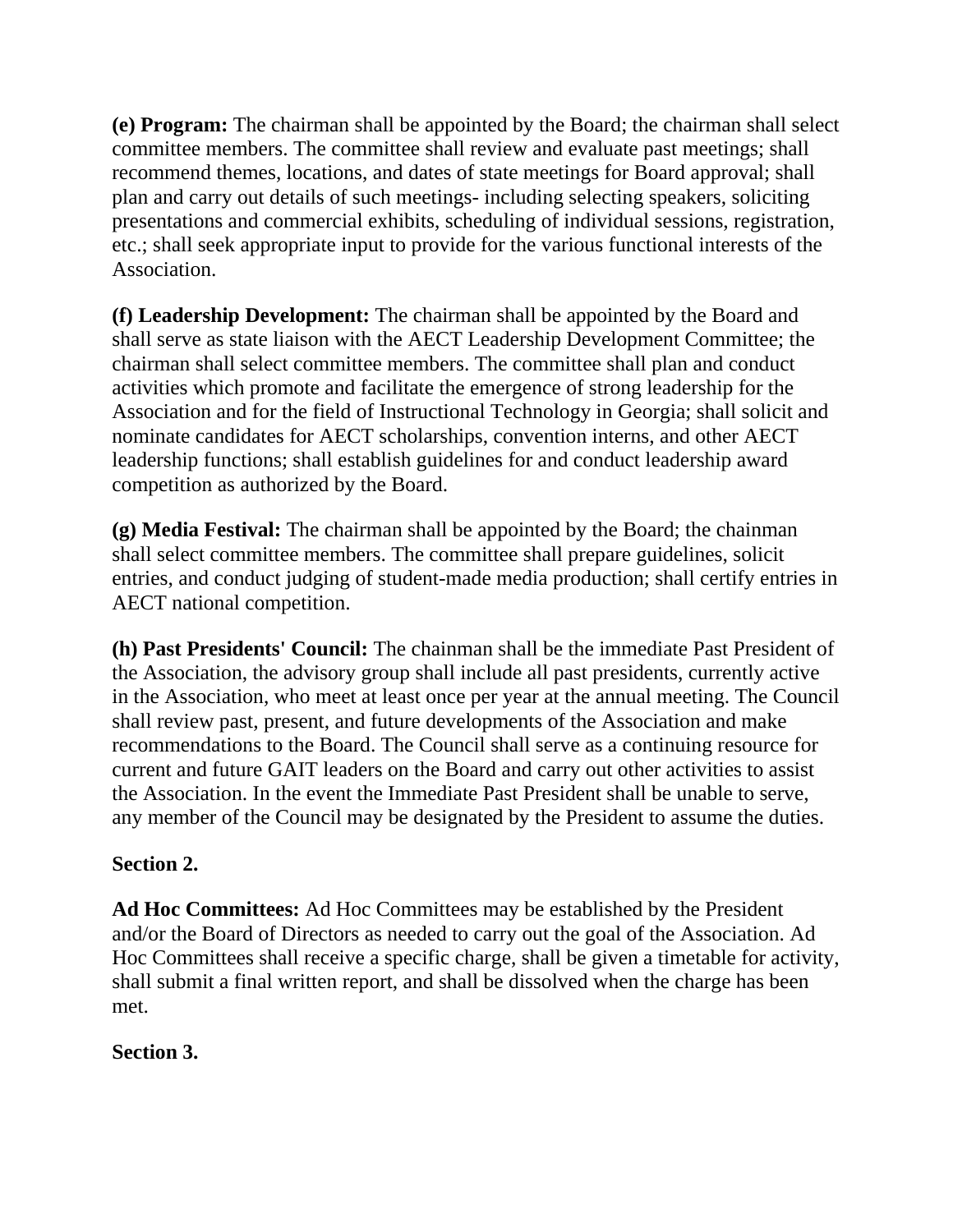**(e) Program:** The chairman shall be appointed by the Board; the chairman shall select committee members. The committee shall review and evaluate past meetings; shall recommend themes, locations, and dates of state meetings for Board approval; shall plan and carry out details of such meetings- including selecting speakers, soliciting presentations and commercial exhibits, scheduling of individual sessions, registration, etc.; shall seek appropriate input to provide for the various functional interests of the Association.

**(f) Leadership Development:** The chairman shall be appointed by the Board and shall serve as state liaison with the AECT Leadership Development Committee; the chairman shall select committee members. The committee shall plan and conduct activities which promote and facilitate the emergence of strong leadership for the Association and for the field of Instructional Technology in Georgia; shall solicit and nominate candidates for AECT scholarships, convention interns, and other AECT leadership functions; shall establish guidelines for and conduct leadership award competition as authorized by the Board.

**(g) Media Festival:** The chairman shall be appointed by the Board; the chainman shall select committee members. The committee shall prepare guidelines, solicit entries, and conduct judging of student-made media production; shall certify entries in AECT national competition.

**(h) Past Presidents' Council:** The chainman shall be the immediate Past President of the Association, the advisory group shall include all past presidents, currently active in the Association, who meet at least once per year at the annual meeting. The Council shall review past, present, and future developments of the Association and make recommendations to the Board. The Council shall serve as a continuing resource for current and future GAIT leaders on the Board and carry out other activities to assist the Association. In the event the Immediate Past President shall be unable to serve, any member of the Council may be designated by the President to assume the duties.

**Section 2.**

**Ad Hoc Committees:** Ad Hoc Committees may be established by the President and/or the Board of Directors as needed to carry out the goal of the Association. Ad Hoc Committees shall receive a specific charge, shall be given a timetable for activity, shall submit a final written report, and shall be dissolved when the charge has been met.

**Section 3.**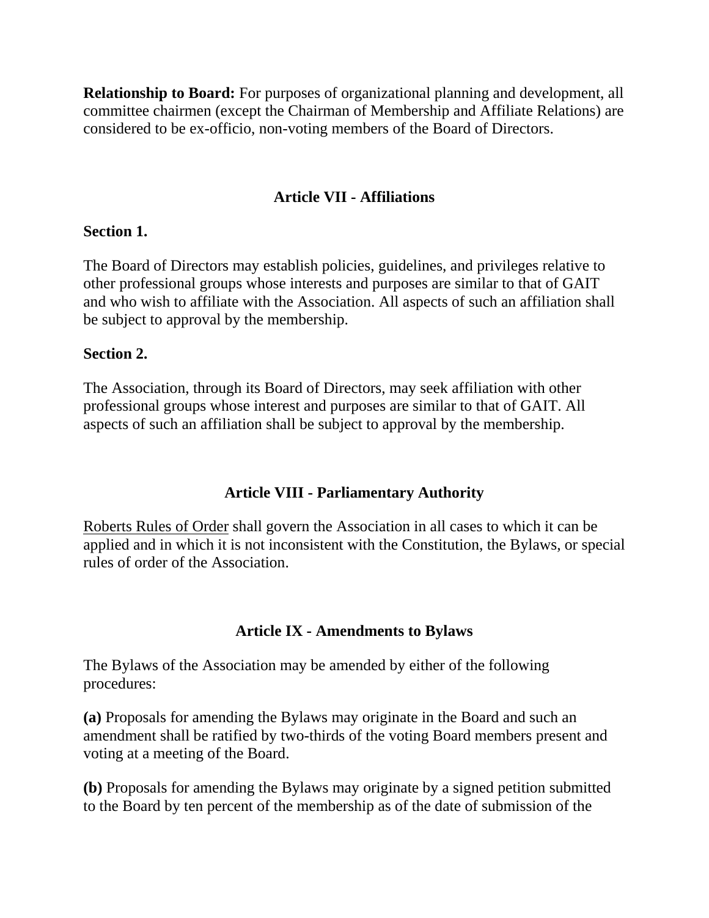**Relationship to Board:** For purposes of organizational planning and development, all committee chairmen (except the Chairman of Membership and Affiliate Relations) are considered to be ex-officio, non-voting members of the Board of Directors.

## Article VII - Affiliations

**Section 1.**

The Board of Directors may establish policies, guidelines, and privileges relative to other professional groups whose interests and purposes are similar to that of GAIT and who wish to affiliate with the Association. All aspects of such an affiliation shall be subject to approval by the membership.

**Section 2.**

The Association, through its Board of Directors, may seek affiliation with other professional groups whose interest and purposes are similar to that of GAIT. All aspects of such an affiliation shall be subject to approval by the membership.

## Article VIII - Parliamentary Authority

<u>Roberts Rules of Order</u> shall govern the Association in all cases to which it can be applied and in which it is not inconsistent with the Constitution, the Bylaws, or special rules of order of the Association.

## Article IX - Amendments to Bylaws

The Bylaws of the Association may be amended by either of the following procedures:

**(a)** Proposals for amending the Bylaws may originate in the Board and such an amendment shall be ratified by two-thirds of the voting Board members present and voting at a meeting of the Board.

**(b)** Proposals for amending the Bylaws may originate by a signed petition submitted to the Board by ten percent of the membership as of the date of submission of the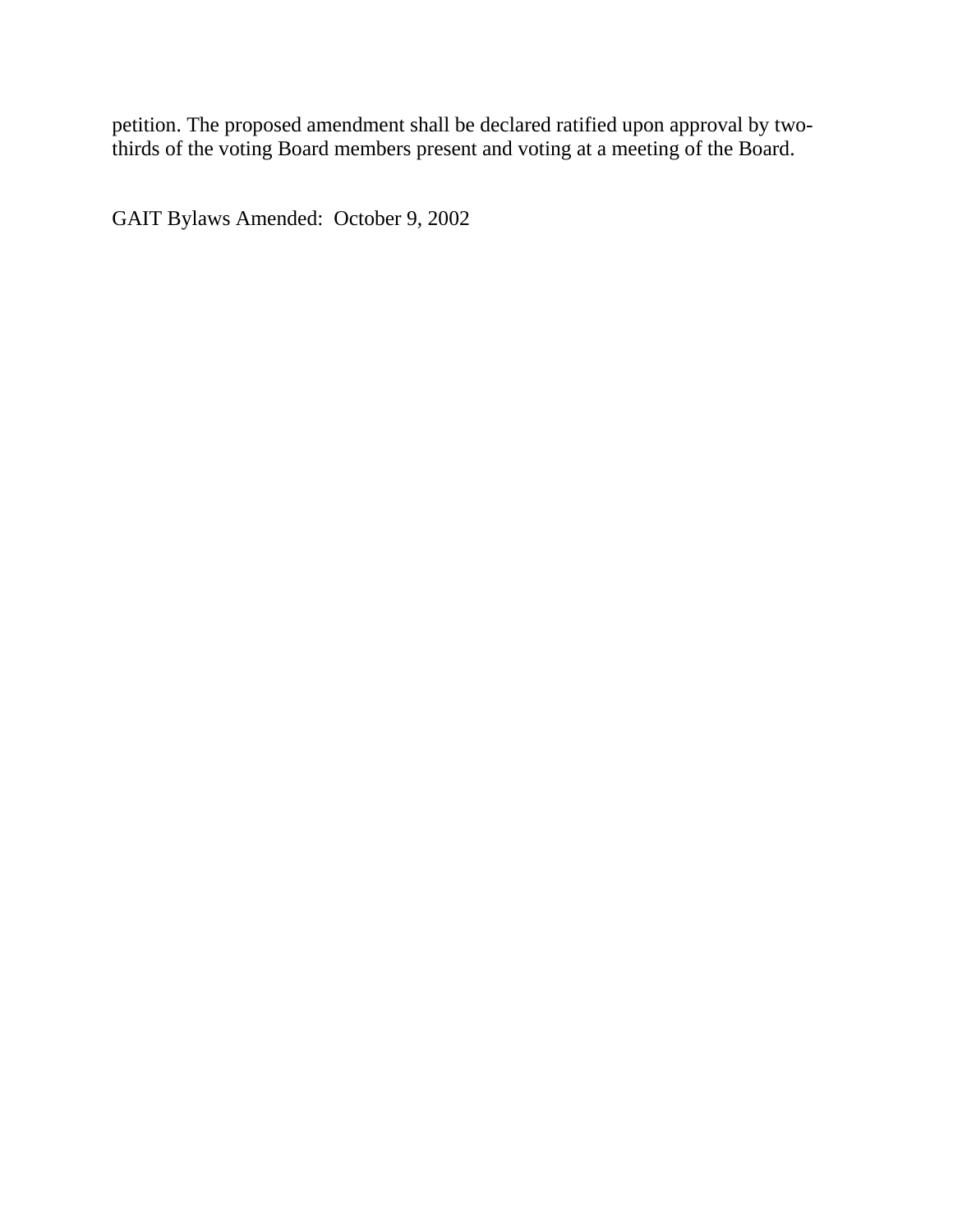petition. The proposed amendment shall be declared ratified upon approval by two-thirds of the voting Board members present and voting at a meeting of the Board.

GAIT Bylaws Amended: October 9, 2002